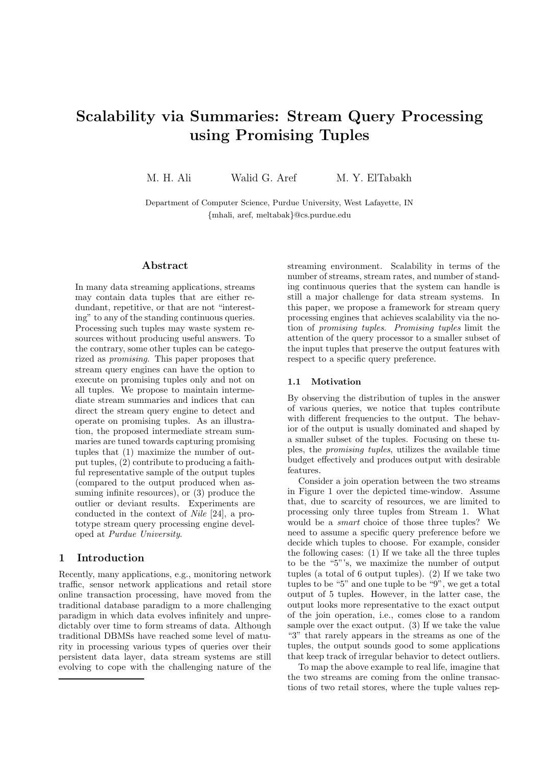# Scalability via Summaries: Stream Query Processing using Promising Tuples

M. H. Ali Walid G. Aref M. Y. ElTabakh

Department of Computer Science, Purdue University, West Lafayette, IN
{mhali, aref, meltabak}@cs.purdue.edu

## Abstract

In many data streaming applications, streams may contain data tuples that are either redundant, repetitive, or that are not "interesting" to any of the standing continuous queries. Processing such tuples may waste system resources without producing useful answers. To the contrary, some other tuples can be categorized as *promising*. This paper proposes that stream query engines can have the option to execute on promising tuples only and not on all tuples. We propose to maintain intermediate stream summaries and indices that can direct the stream query engine to detect and operate on promising tuples. As an illustration, the proposed intermediate stream summaries are tuned towards capturing promising tuples that (1) maximize the number of output tuples, (2) contribute to producing a faithful representative sample of the output tuples (compared to the output produced when assuming infinite resources), or (3) produce the outlier or deviant results. Experiments are conducted in the context of *Nile* [24], a prototype stream query processing engine developed at *Purdue University*.

## 1 Introduction

Recently, many applications, e.g., monitoring network traffic, sensor network applications and retail store online transaction processing, have moved from the traditional database paradigm to a more challenging paradigm in which data evolves infinitely and unpredictably over time to form streams of data. Although traditional DBMSs have reached some level of maturity in processing various types of queries over their persistent data layer, data stream systems are still evolving to cope with the challenging nature of the streaming environment. Scalability in terms of the number of streams, stream rates, and number of standing continuous queries that the system can handle is still a major challenge for data stream systems. In this paper, we propose a framework for stream query processing engines that achieves scalability via the notion of *promising tuples*. *Promising tuples* limit the attention of the query processor to a smaller subset of the input tuples that preserve the output features with respect to a specific query preference.

### 1.1 Motivation

By observing the distribution of tuples in the answer of various queries, we notice that tuples contribute with different frequencies to the output. The behavior of the output is usually dominated and shaped by a smaller subset of the tuples. Focusing on these tuples, the *promising tuples*, utilizes the available time budget effectively and produces output with desirable features.

Consider a join operation between the two streams in Figure 1 over the depicted time-window. Assume that, due to scarcity of resources, we are limited to processing only three tuples from Stream 1. What would be a *smart* choice of those three tuples? We need to assume a specific query preference before we decide which tuples to choose. For example, consider the following cases: (1) If we take all the three tuples to be the "5"'s, we maximize the number of output tuples (a total of 6 output tuples). (2) If we take two tuples to be "5" and one tuple to be "9", we get a total output of 5 tuples. However, in the latter case, the output looks more representative to the exact output of the join operation, i.e., comes close to a random sample over the exact output. (3) If we take the value "3" that rarely appears in the streams as one of the tuples, the output sounds good to some applications that keep track of irregular behavior to detect outliers.

To map the above example to real life, imagine that the two streams are coming from the online transactions of two retail stores, where the tuple values rep-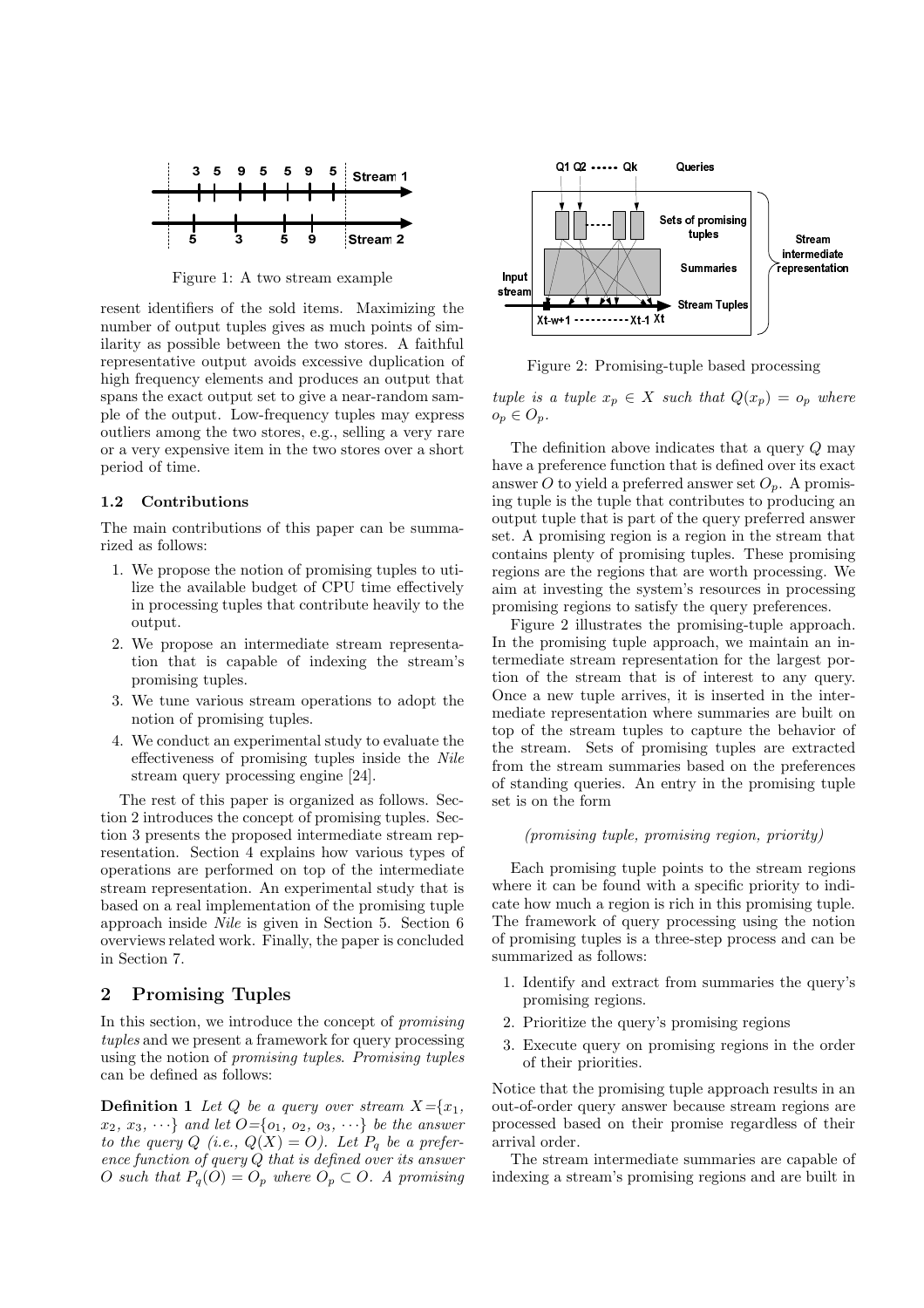Figure 1: A two stream example

resent identifiers of the sold items. Maximizing the number of output tuples gives as much points of similarity as possible between the two stores. A faithful representative output avoids excessive duplication of high frequency elements and produces an output that spans the exact output set to give a near-random sample of the output. Low-frequency tuples may express outliers among the two stores, e.g., selling a very rare or a very expensive item in the two stores over a short period of time.

### 1.2 Contributions

The main contributions of this paper can be summarized as follows:

1. We propose the notion of promising tuples to utilize the available budget of CPU time effectively in processing tuples that contribute heavily to the output.
2. We propose an intermediate stream representation that is capable of indexing the stream's promising tuples.
3. We tune various stream operations to adopt the notion of promising tuples.
4. We conduct an experimental study to evaluate the effectiveness of promising tuples inside the *Nile* stream query processing engine [24].

The rest of this paper is organized as follows. Section 2 introduces the concept of promising tuples. Section 3 presents the proposed intermediate stream representation. Section 4 explains how various types of operations are performed on top of the intermediate stream representation. An experimental study that is based on a real implementation of the promising tuple approach inside *Nile* is given in Section 5. Section 6 overviews related work. Finally, the paper is concluded in Section 7.

## 2 Promising Tuples

In this section, we introduce the concept of *promising tuples* and we present a framework for query processing using the notion of *promising tuples*. *Promising tuples* can be defined as follows:

**Definition 1** *Let $Q$ be a query over stream $X=\{x_1, x_2, x_3, \cdots\}$ and let $O=\{o_1, o_2, o_3, \cdots\}$ be the answer to the query $Q$ (i.e., $Q(X) = O$). Let $P_q$ be a preference function of query $Q$ that is defined over its answer $O$ such that $P_q(O) = O_p$ where $O_p \subset O$. A promising tuple is a tuple $x_p \in X$ such that $Q(x_p) = o_p$ where $o_p \in O_p$.*

Figure 2: Promising-tuple based processing

The definition above indicates that a query $Q$ may have a preference function that is defined over its exact answer $O$ to yield a preferred answer set $O_p$. A promising tuple is the tuple that contributes to producing an output tuple that is part of the query preferred answer set. A promising region is a region in the stream that contains plenty of promising tuples. These promising regions are the regions that are worth processing. We aim at investing the system's resources in processing promising regions to satisfy the query preferences.

Figure 2 illustrates the promising-tuple approach. In the promising tuple approach, we maintain an intermediate stream representation for the largest portion of the stream that is of interest to any query. Once a new tuple arrives, it is inserted in the intermediate representation where summaries are built on top of the stream tuples to capture the behavior of the stream. Sets of promising tuples are extracted from the stream summaries based on the preferences of standing queries. An entry in the promising tuple set is on the form

*(promising tuple, promising region, priority)*

Each promising tuple points to the stream regions where it can be found with a specific priority to indicate how much a region is rich in this promising tuple. The framework of query processing using the notion of promising tuples is a three-step process and can be summarized as follows:

1. Identify and extract from summaries the query's promising regions.
2. Prioritize the query's promising regions
3. Execute query on promising regions in the order of their priorities.

Notice that the promising tuple approach results in an out-of-order query answer because stream regions are processed based on their promise regardless of their arrival order.

The stream intermediate summaries are capable of indexing a stream's promising regions and are built in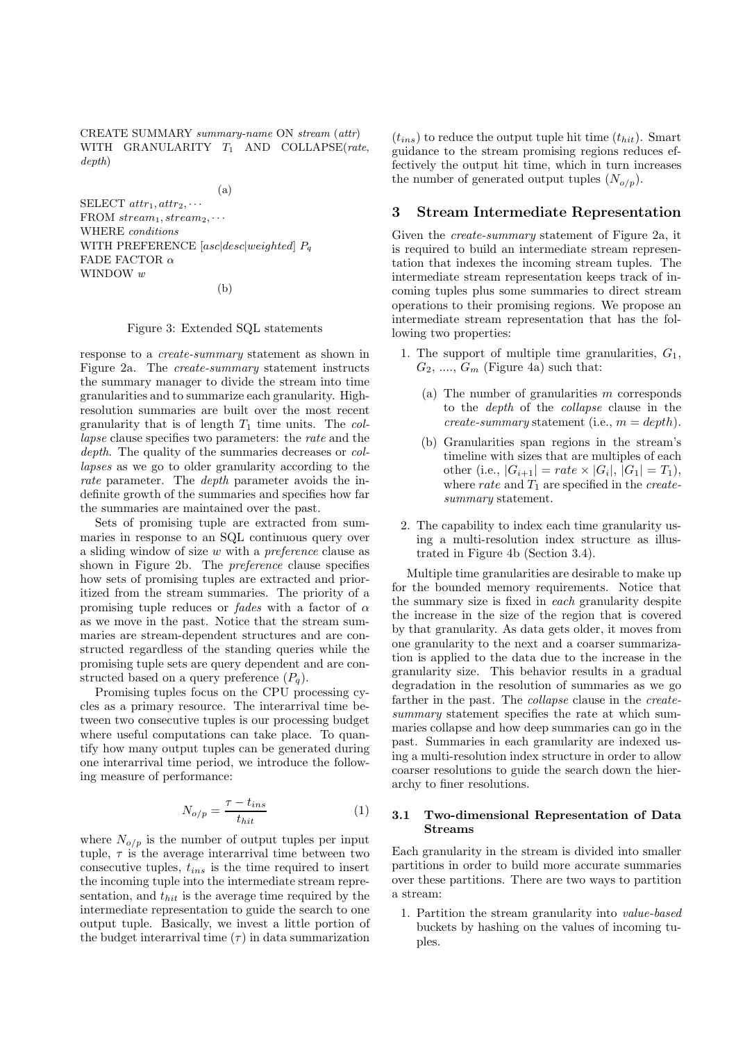CREATE SUMMARY *summary-name* ON *stream* (*attr*) WITH GRANULARITY $T_1$ AND COLLAPSE(*rate*, *depth*)

(a)

SELECT $attr_1, attr_2, \cdots$
FROM $stream_1, stream_2, \cdots$
WHERE *conditions*
WITH PREFERENCE [*asc*|*desc*|*weighted*] $P_q$
FADE FACTOR $\alpha$
WINDOW $w$

(b)

Figure 3: Extended SQL statements

response to a *create-summary* statement as shown in Figure 2a. The *create-summary* statement instructs the summary manager to divide the stream into time granularities and to summarize each granularity. High-resolution summaries are built over the most recent granularity that is of length $T_1$ time units. The *collapse* clause specifies two parameters: the *rate* and the *depth*. The quality of the summaries decreases or *collapses* as we go to older granularity according to the *rate* parameter. The *depth* parameter avoids the indefinite growth of the summaries and specifies how far the summaries are maintained over the past.

Sets of promising tuple are extracted from summaries in response to an SQL continuous query over a sliding window of size $w$ with a *preference* clause as shown in Figure 2b. The *preference* clause specifies how sets of promising tuples are extracted and prioritized from the stream summaries. The priority of a promising tuple reduces or *fades* with a factor of $\alpha$ as we move in the past. Notice that the stream summaries are stream-dependent structures and are constructed regardless of the standing queries while the promising tuple sets are query dependent and are constructed based on a query preference ($P_q$).

Promising tuples focus on the CPU processing cycles as a primary resource. The interarrival time between two consecutive tuples is our processing budget where useful computations can take place. To quantify how many output tuples can be generated during one interarrival time period, we introduce the following measure of performance:

$$N_{o/p} = \frac{\tau - t_{ins}}{t_{hit}} \tag{1}$$

where $N_{o/p}$ is the number of output tuples per input tuple, $\tau$ is the average interarrival time between two consecutive tuples, $t_{ins}$ is the time required to insert the incoming tuple into the intermediate stream representation, and $t_{hit}$ is the average time required by the intermediate representation to guide the search to one output tuple. Basically, we invest a little portion of the budget interarrival time ($\tau$) in data summarization ($t_{ins}$) to reduce the output tuple hit time ($t_{hit}$). Smart guidance to the stream promising regions reduces effectively the output hit time, which in turn increases the number of generated output tuples ($N_{o/p}$).

## 3 Stream Intermediate Representation

Given the *create-summary* statement of Figure 2a, it is required to build an intermediate stream representation that indexes the incoming stream tuples. The intermediate stream representation keeps track of incoming tuples plus some summaries to direct stream operations to their promising regions. We propose an intermediate stream representation that has the following two properties:

1. The support of multiple time granularities, $G_1$, $G_2$, ...., $G_m$ (Figure 4a) such that:
   (a) The number of granularities $m$ corresponds to the *depth* of the *collapse* clause in the *create-summary* statement (i.e., $m = depth$).
   (b) Granularities span regions in the stream's timeline with sizes that are multiples of each other (i.e., $|G_{i+1}| = rate \times |G_i|$, $|G_1| = T_1$), where *rate* and $T_1$ are specified in the *create-summary* statement.
2. The capability to index each time granularity using a multi-resolution index structure as illustrated in Figure 4b (Section 3.4).

Multiple time granularities are desirable to make up for the bounded memory requirements. Notice that the summary size is fixed in *each* granularity despite the increase in the size of the region that is covered by that granularity. As data gets older, it moves from one granularity to the next and a coarser summarization is applied to the data due to the increase in the granularity size. This behavior results in a gradual degradation in the resolution of summaries as we go farther in the past. The *collapse* clause in the *create-summary* statement specifies the rate at which summaries collapse and how deep summaries can go in the past. Summaries in each granularity are indexed using a multi-resolution index structure in order to allow coarser resolutions to guide the search down the hierarchy to finer resolutions.

### 3.1 Two-dimensional Representation of Data Streams

Each granularity in the stream is divided into smaller partitions in order to build more accurate summaries over these partitions. There are two ways to partition a stream:

1. Partition the stream granularity into *value-based* buckets by hashing on the values of incoming tuples.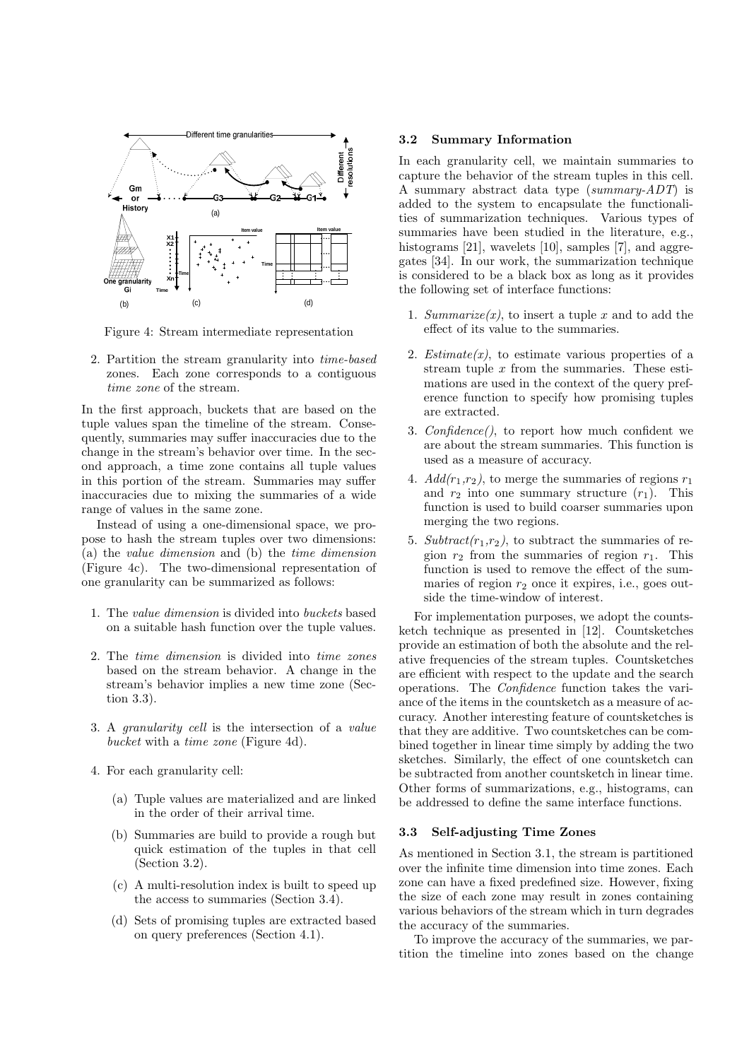Figure 4: Stream intermediate representation

2. Partition the stream granularity into *time-based* zones. Each zone corresponds to a contiguous *time zone* of the stream.

In the first approach, buckets that are based on the tuple values span the timeline of the stream. Consequently, summaries may suffer inaccuracies due to the change in the stream's behavior over time. In the second approach, a time zone contains all tuple values in this portion of the stream. Summaries may suffer inaccuracies due to mixing the summaries of a wide range of values in the same zone.

Instead of using a one-dimensional space, we propose to hash the stream tuples over two dimensions: (a) the *value dimension* and (b) the *time dimension* (Figure 4c). The two-dimensional representation of one granularity can be summarized as follows:

1. The *value dimension* is divided into *buckets* based on a suitable hash function over the tuple values.
2. The *time dimension* is divided into *time zones* based on the stream behavior. A change in the stream's behavior implies a new time zone (Section 3.3).
3. A *granularity cell* is the intersection of a *value bucket* with a *time zone* (Figure 4d).
4. For each granularity cell:
   (a) Tuple values are materialized and are linked in the order of their arrival time.
   (b) Summaries are build to provide a rough but quick estimation of the tuples in that cell (Section 3.2).
   (c) A multi-resolution index is built to speed up the access to summaries (Section 3.4).
   (d) Sets of promising tuples are extracted based on query preferences (Section 4.1).

### 3.2 Summary Information

In each granularity cell, we maintain summaries to capture the behavior of the stream tuples in this cell. A summary abstract data type (*summary-ADT*) is added to the system to encapsulate the functionalities of summarization techniques. Various types of summaries have been studied in the literature, e.g., histograms [21], wavelets [10], samples [7], and aggregates [34]. In our work, the summarization technique is considered to be a black box as long as it provides the following set of interface functions:

1. *Summarize(x)*, to insert a tuple $x$ and to add the effect of its value to the summaries.
2. *Estimate(x)*, to estimate various properties of a stream tuple $x$ from the summaries. These estimations are used in the context of the query preference function to specify how promising tuples are extracted.
3. *Confidence()*, to report how much confident we are about the stream summaries. This function is used as a measure of accuracy.
4. *Add*($r_1$,$r_2$), to merge the summaries of regions $r_1$ and $r_2$ into one summary structure ($r_1$). This function is used to build coarser summaries upon merging the two regions.
5. *Subtract*($r_1$,$r_2$), to subtract the summaries of region $r_2$ from the summaries of region $r_1$. This function is used to remove the effect of the summaries of region $r_2$ once it expires, i.e., goes outside the time-window of interest.

For implementation purposes, we adopt the countsketch technique as presented in [12]. Countsketches provide an estimation of both the absolute and the relative frequencies of the stream tuples. Countsketches are efficient with respect to the update and the search operations. The *Confidence* function takes the variance of the items in the countsketch as a measure of accuracy. Another interesting feature of countsketches is that they are additive. Two countsketches can be combined together in linear time simply by adding the two sketches. Similarly, the effect of one countsketch can be subtracted from another countsketch in linear time. Other forms of summarizations, e.g., histograms, can be addressed to define the same interface functions.

### 3.3 Self-adjusting Time Zones

As mentioned in Section 3.1, the stream is partitioned over the infinite time dimension into time zones. Each zone can have a fixed predefined size. However, fixing the size of each zone may result in zones containing various behaviors of the stream which in turn degrades the accuracy of the summaries.

To improve the accuracy of the summaries, we partition the timeline into zones based on the change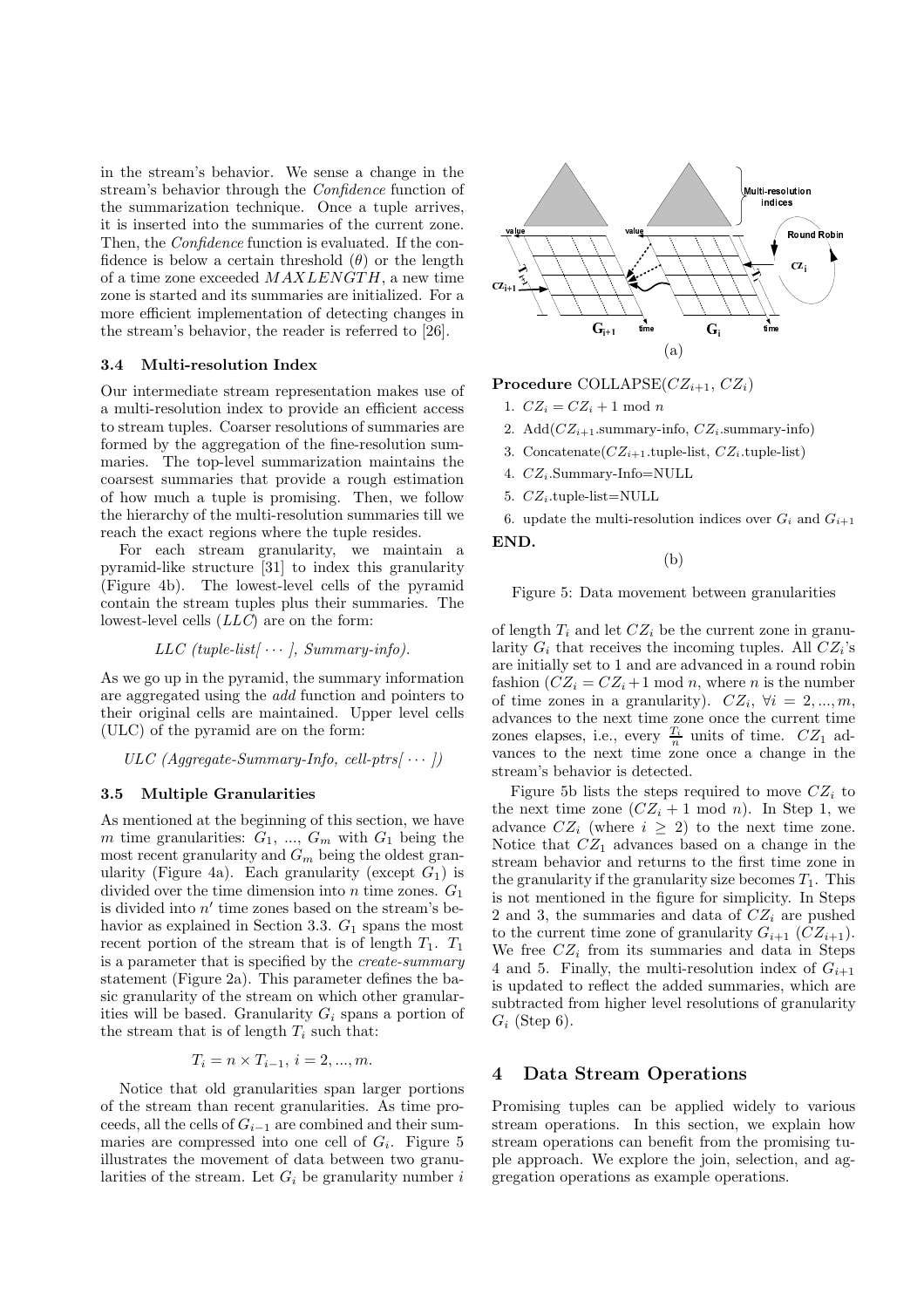in the stream's behavior. We sense a change in the stream's behavior through the *Confidence* function of the summarization technique. Once a tuple arrives, it is inserted into the summaries of the current zone. Then, the *Confidence* function is evaluated. If the confidence is below a certain threshold ($\theta$) or the length of a time zone exceeded $MAXLENGTH$, a new time zone is started and its summaries are initialized. For a more efficient implementation of detecting changes in the stream's behavior, the reader is referred to [26].

### 3.4 Multi-resolution Index

Our intermediate stream representation makes use of a multi-resolution index to provide an efficient access to stream tuples. Coarser resolutions of summaries are formed by the aggregation of the fine-resolution summaries. The top-level summarization maintains the coarsest summaries that provide a rough estimation of how much a tuple is promising. Then, we follow the hierarchy of the multi-resolution summaries till we reach the exact regions where the tuple resides.

For each stream granularity, we maintain a pyramid-like structure [31] to index this granularity (Figure 4b). The lowest-level cells of the pyramid contain the stream tuples plus their summaries. The lowest-level cells (*LLC*) are on the form:

*LLC (tuple-list[ $\cdots$ ], Summary-info).*

As we go up in the pyramid, the summary information are aggregated using the *add* function and pointers to their original cells are maintained. Upper level cells (ULC) of the pyramid are on the form:

*ULC (Aggregate-Summary-Info, cell-ptrs[ $\cdots$ ])*

### 3.5 Multiple Granularities

As mentioned at the beginning of this section, we have $m$ time granularities: $G_1$, ..., $G_m$ with $G_1$ being the most recent granularity and $G_m$ being the oldest granularity (Figure 4a). Each granularity (except $G_1$) is divided over the time dimension into $n$ time zones. $G_1$ is divided into $n'$ time zones based on the stream's behavior as explained in Section 3.3. $G_1$ spans the most recent portion of the stream that is of length $T_1$. $T_1$ is a parameter that is specified by the *create-summary* statement (Figure 2a). This parameter defines the basic granularity of the stream on which other granularities will be based. Granularity $G_i$ spans a portion of the stream that is of length $T_i$ such that:

$$T_i = n \times T_{i-1},\ i = 2, ..., m.$$

Notice that old granularities span larger portions of the stream than recent granularities. As time proceeds, all the cells of $G_{i-1}$ are combined and their summaries are compressed into one cell of $G_i$. Figure 5 illustrates the movement of data between two granularities of the stream. Let $G_i$ be granularity number $i$ of length $T_i$ and let $CZ_i$ be the current zone in granularity $G_i$ that receives the incoming tuples. All $CZ_i$'s are initially set to 1 and are advanced in a round robin fashion ($CZ_i = CZ_i + 1 \bmod n$, where $n$ is the number of time zones in a granularity). $CZ_i$, $\forall i = 2, ..., m$, advances to the next time zone once the current time zones elapses, i.e., every $\frac{T_i}{n}$ units of time. $CZ_1$ advances to the next time zone once a change in the stream's behavior is detected.

(a)

**Procedure** COLLAPSE($CZ_{i+1}$, $CZ_i$)

1. $CZ_i = CZ_i + 1 \bmod n$
2. Add($CZ_{i+1}$.summary-info, $CZ_i$.summary-info)
3. Concatenate($CZ_{i+1}$.tuple-list, $CZ_i$.tuple-list)
4. $CZ_i$.Summary-Info=NULL
5. $CZ_i$.tuple-list=NULL
6. update the multi-resolution indices over $G_i$ and $G_{i+1}$

**END.**

(b)

Figure 5: Data movement between granularities

Figure 5b lists the steps required to move $CZ_i$ to the next time zone ($CZ_i + 1 \bmod n$). In Step 1, we advance $CZ_i$ (where $i \geq 2$) to the next time zone. Notice that $CZ_1$ advances based on a change in the stream behavior and returns to the first time zone in the granularity if the granularity size becomes $T_1$. This is not mentioned in the figure for simplicity. In Steps 2 and 3, the summaries and data of $CZ_i$ are pushed to the current time zone of granularity $G_{i+1}$ ($CZ_{i+1}$). We free $CZ_i$ from its summaries and data in Steps 4 and 5. Finally, the multi-resolution index of $G_{i+1}$ is updated to reflect the added summaries, which are subtracted from higher level resolutions of granularity $G_i$ (Step 6).

## 4 Data Stream Operations

Promising tuples can be applied widely to various stream operations. In this section, we explain how stream operations can benefit from the promising tuple approach. We explore the join, selection, and aggregation operations as example operations.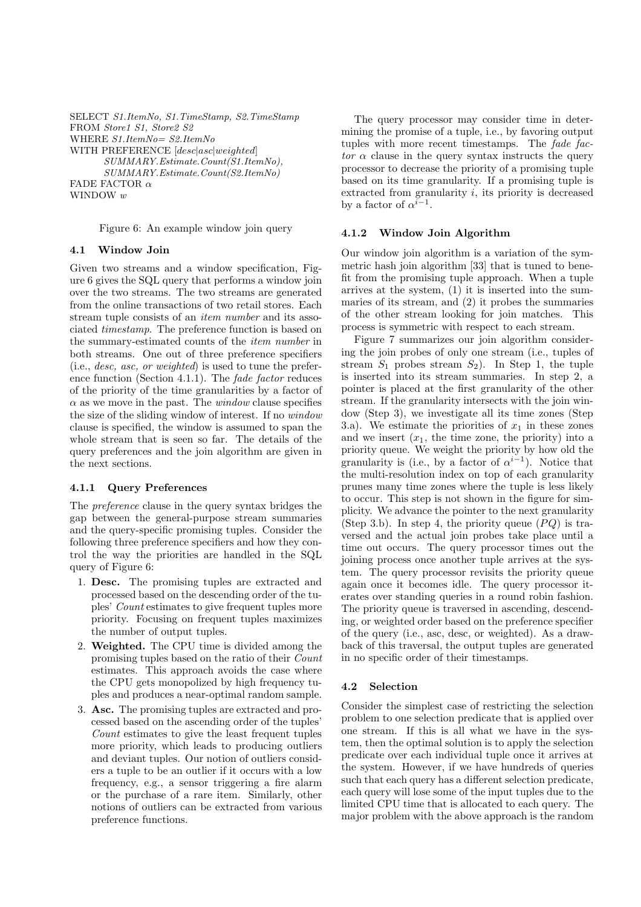```
SELECT S1.ItemNo, S1.TimeStamp, S2.TimeStamp
FROM Store1 S1, Store2 S2
WHERE S1.ItemNo= S2.ItemNo
WITH PREFERENCE [desc|asc|weighted]
    SUMMARY.Estimate.Count(S1.ItemNo),
    SUMMARY.Estimate.Count(S2.ItemNo)
FADE FACTOR α
WINDOW w
```

Figure 6: An example window join query

### 4.1 Window Join

Given two streams and a window specification, Figure 6 gives the SQL query that performs a window join over the two streams. The two streams are generated from the online transactions of two retail stores. Each stream tuple consists of an *item number* and its associated *timestamp*. The preference function is based on the summary-estimated counts of the *item number* in both streams. One out of three preference specifiers (i.e., *desc, asc, or weighted*) is used to tune the preference function (Section 4.1.1). The *fade factor* reduces of the priority of the time granularities by a factor of $\alpha$ as we move in the past. The *window* clause specifies the size of the sliding window of interest. If no *window* clause is specified, the window is assumed to span the whole stream that is seen so far. The details of the query preferences and the join algorithm are given in the next sections.

#### 4.1.1 Query Preferences

The *preference* clause in the query syntax bridges the gap between the general-purpose stream summaries and the query-specific promising tuples. Consider the following three preference specifiers and how they control the way the priorities are handled in the SQL query of Figure 6:

1. **Desc.** The promising tuples are extracted and processed based on the descending order of the tuples' *Count* estimates to give frequent tuples more priority. Focusing on frequent tuples maximizes the number of output tuples.
2. **Weighted.** The CPU time is divided among the promising tuples based on the ratio of their *Count* estimates. This approach avoids the case where the CPU gets monopolized by high frequency tuples and produces a near-optimal random sample.
3. **Asc.** The promising tuples are extracted and processed based on the ascending order of the tuples' *Count* estimates to give the least frequent tuples more priority, which leads to producing outliers and deviant tuples. Our notion of outliers considers a tuple to be an outlier if it occurs with a low frequency, e.g., a sensor triggering a fire alarm or the purchase of a rare item. Similarly, other notions of outliers can be extracted from various preference functions.

The query processor may consider time in determining the promise of a tuple, i.e., by favoring output tuples with more recent timestamps. The *fade factor* $\alpha$ clause in the query syntax instructs the query processor to decrease the priority of a promising tuple based on its time granularity. If a promising tuple is extracted from granularity $i$, its priority is decreased by a factor of $\alpha^{i-1}$.

#### 4.1.2 Window Join Algorithm

Our window join algorithm is a variation of the symmetric hash join algorithm [33] that is tuned to benefit from the promising tuple approach. When a tuple arrives at the system, (1) it is inserted into the summaries of its stream, and (2) it probes the summaries of the other stream looking for join matches. This process is symmetric with respect to each stream.

Figure 7 summarizes our join algorithm considering the join probes of only one stream (i.e., tuples of stream $S_1$ probes stream $S_2$). In Step 1, the tuple is inserted into its stream summaries. In step 2, a pointer is placed at the first granularity of the other stream. If the granularity intersects with the join window (Step 3), we investigate all its time zones (Step 3.a). We estimate the priorities of $x_1$ in these zones and we insert ($x_1$, the time zone, the priority) into a priority queue. We weight the priority by how old the granularity is (i.e., by a factor of $\alpha^{i-1}$). Notice that the multi-resolution index on top of each granularity prunes many time zones where the tuple is less likely to occur. This step is not shown in the figure for simplicity. We advance the pointer to the next granularity (Step 3.b). In step 4, the priority queue ($PQ$) is traversed and the actual join probes take place until a time out occurs. The query processor times out the joining process once another tuple arrives at the system. The query processor revisits the priority queue again once it becomes idle. The query processor iterates over standing queries in a round robin fashion. The priority queue is traversed in ascending, descending, or weighted order based on the preference specifier of the query (i.e., asc, desc, or weighted). As a drawback of this traversal, the output tuples are generated in no specific order of their timestamps.

### 4.2 Selection

Consider the simplest case of restricting the selection problem to one selection predicate that is applied over one stream. If this is all what we have in the system, then the optimal solution is to apply the selection predicate over each individual tuple once it arrives at the system. However, if we have hundreds of queries such that each query has a different selection predicate, each query will lose some of the input tuples due to the limited CPU time that is allocated to each query. The major problem with the above approach is the random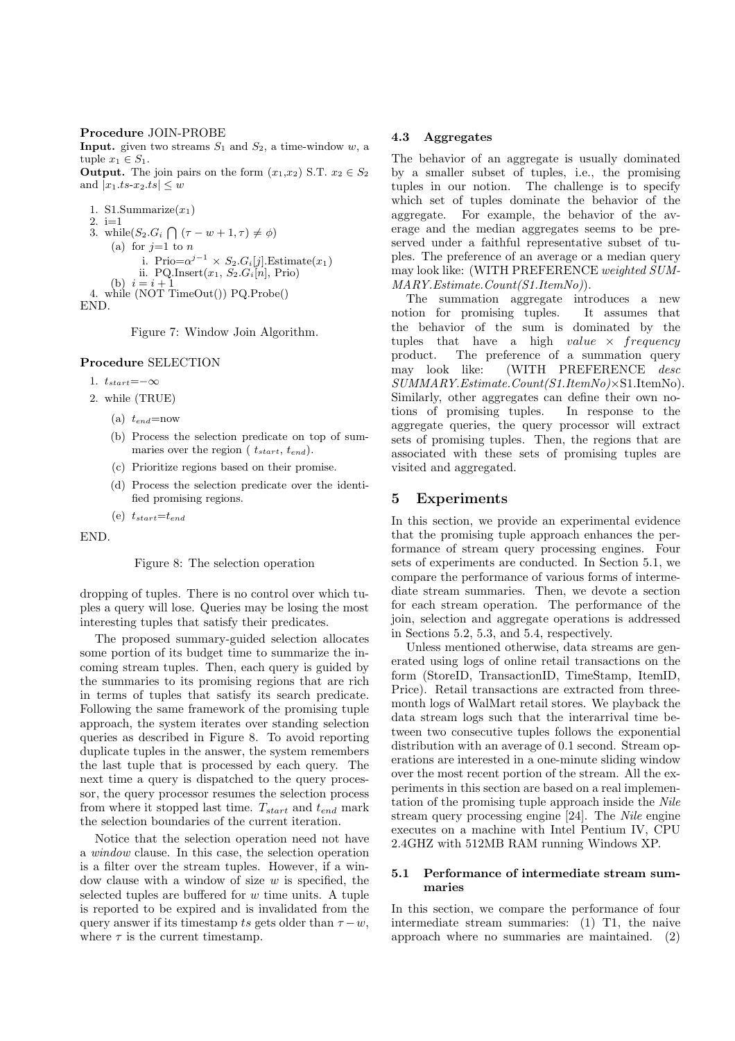**Procedure** JOIN-PROBE

**Input.** given two streams $S_1$ and $S_2$, a time-window $w$, a tuple $x_1 \in S_1$.

**Output.** The join pairs on the form ($x_1$,$x_2$) S.T. $x_2 \in S_2$ and $|x_1.ts\text{-}x_2.ts| \leq w$

1. S1.Summarize($x_1$)
2. i=1
3. while($S_2.G_i \bigcap (\tau - w + 1, \tau) \neq \phi$)
   (a) for $j$=1 to $n$
      i. Prio=$\alpha^{j-1} \times S_2.G_i[j]$.Estimate($x_1$)
      ii. PQ.Insert($x_1$, $S_2.G_i[n]$, Prio)
   (b) $i = i + 1$
4. while (NOT TimeOut()) PQ.Probe()

END.

Figure 7: Window Join Algorithm.

**Procedure** SELECTION

1. $t_{start}$=$-\infty$
2. while (TRUE)
   (a) $t_{end}$=now
   (b) Process the selection predicate on top of summaries over the region ( $t_{start}$, $t_{end}$).
   (c) Prioritize regions based on their promise.
   (d) Process the selection predicate over the identified promising regions.
   (e) $t_{start}$=$t_{end}$

END.

Figure 8: The selection operation

dropping of tuples. There is no control over which tuples a query will lose. Queries may be losing the most interesting tuples that satisfy their predicates.

The proposed summary-guided selection allocates some portion of its budget time to summarize the incoming stream tuples. Then, each query is guided by the summaries to its promising regions that are rich in terms of tuples that satisfy its search predicate. Following the same framework of the promising tuple approach, the system iterates over standing selection queries as described in Figure 8. To avoid reporting duplicate tuples in the answer, the system remembers the last tuple that is processed by each query. The next time a query is dispatched to the query processor, the query processor resumes the selection process from where it stopped last time. $T_{start}$ and $t_{end}$ mark the selection boundaries of the current iteration.

Notice that the selection operation need not have a *window* clause. In this case, the selection operation is a filter over the stream tuples. However, if a window clause with a window of size $w$ is specified, the selected tuples are buffered for $w$ time units. A tuple is reported to be expired and is invalidated from the query answer if its timestamp $ts$ gets older than $\tau - w$, where $\tau$ is the current timestamp.

### 4.3 Aggregates

The behavior of an aggregate is usually dominated by a smaller subset of tuples, i.e., the promising tuples in our notion. The challenge is to specify which set of tuples dominate the behavior of the aggregate. For example, the behavior of the average and the median aggregates seems to be preserved under a faithful representative subset of tuples. The preference of an average or a median query may look like: (WITH PREFERENCE *weighted SUMMARY.Estimate.Count(S1.ItemNo)*).

The summation aggregate introduces a new notion for promising tuples. It assumes that the behavior of the sum is dominated by the tuples that have a high *value* $\times$ *frequency* product. The preference of a summation query may look like: (WITH PREFERENCE *desc SUMMARY.Estimate.Count(S1.ItemNo)*$\times$S1.ItemNo). Similarly, other aggregates can define their own notions of promising tuples. In response to the aggregate queries, the query processor will extract sets of promising tuples. Then, the regions that are associated with these sets of promising tuples are visited and aggregated.

## 5 Experiments

In this section, we provide an experimental evidence that the promising tuple approach enhances the performance of stream query processing engines. Four sets of experiments are conducted. In Section 5.1, we compare the performance of various forms of intermediate stream summaries. Then, we devote a section for each stream operation. The performance of the join, selection and aggregate operations is addressed in Sections 5.2, 5.3, and 5.4, respectively.

Unless mentioned otherwise, data streams are generated using logs of online retail transactions on the form (StoreID, TransactionID, TimeStamp, ItemID, Price). Retail transactions are extracted from three-month logs of WalMart retail stores. We playback the data stream logs such that the interarrival time between two consecutive tuples follows the exponential distribution with an average of 0.1 second. Stream operations are interested in a one-minute sliding window over the most recent portion of the stream. All the experiments in this section are based on a real implementation of the promising tuple approach inside the *Nile* stream query processing engine [24]. The *Nile* engine executes on a machine with Intel Pentium IV, CPU 2.4GHZ with 512MB RAM running Windows XP.

### 5.1 Performance of intermediate stream summaries

In this section, we compare the performance of four intermediate stream summaries: (1) T1, the naive approach where no summaries are maintained. (2)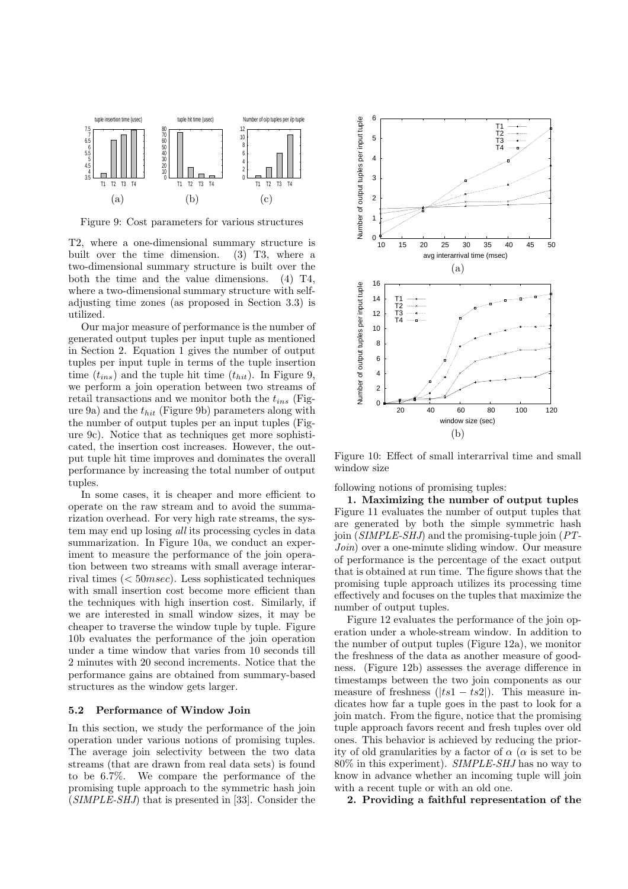Figure 9: Cost parameters for various structures

T2, where a one-dimensional summary structure is built over the time dimension. (3) T3, where a two-dimensional summary structure is built over the both the time and the value dimensions. (4) T4, where a two-dimensional summary structure with self-adjusting time zones (as proposed in Section 3.3) is utilized.

Our major measure of performance is the number of generated output tuples per input tuple as mentioned in Section 2. Equation 1 gives the number of output tuples per input tuple in terms of the tuple insertion time ($t_{ins}$) and the tuple hit time ($t_{hit}$). In Figure 9, we perform a join operation between two streams of retail transactions and we monitor both the $t_{ins}$ (Figure 9a) and the $t_{hit}$ (Figure 9b) parameters along with the number of output tuples per an input tuples (Figure 9c). Notice that as techniques get more sophisticated, the insertion cost increases. However, the output tuple hit time improves and dominates the overall performance by increasing the total number of output tuples.

In some cases, it is cheaper and more efficient to operate on the raw stream and to avoid the summarization overhead. For very high rate streams, the system may end up losing *all* its processing cycles in data summarization. In Figure 10a, we conduct an experiment to measure the performance of the join operation between two streams with small average interarrival times ($< 50msec$). Less sophisticated techniques with small insertion cost become more efficient than the techniques with high insertion cost. Similarly, if we are interested in small window sizes, it may be cheaper to traverse the window tuple by tuple. Figure 10b evaluates the performance of the join operation under a time window that varies from 10 seconds till 2 minutes with 20 second increments. Notice that the performance gains are obtained from summary-based structures as the window gets larger.

### 5.2 Performance of Window Join

In this section, we study the performance of the join operation under various notions of promising tuples. The average join selectivity between the two data streams (that are drawn from real data sets) is found to be 6.7%. We compare the performance of the promising tuple approach to the symmetric hash join (*SIMPLE-SHJ*) that is presented in [33]. Consider the following notions of promising tuples:

Figure 10: Effect of small interarrival time and small window size

**1. Maximizing the number of output tuples** Figure 11 evaluates the number of output tuples that are generated by both the simple symmetric hash join (*SIMPLE-SHJ*) and the promising-tuple join (*PT-Join*) over a one-minute sliding window. Our measure of performance is the percentage of the exact output that is obtained at run time. The figure shows that the promising tuple approach utilizes its processing time effectively and focuses on the tuples that maximize the number of output tuples.

Figure 12 evaluates the performance of the join operation under a whole-stream window. In addition to the number of output tuples (Figure 12a), we monitor the freshness of the data as another measure of goodness. (Figure 12b) assesses the average difference in timestamps between the two join components as our measure of freshness ($|ts1 - ts2|$). This measure indicates how far a tuple goes in the past to look for a join match. From the figure, notice that the promising tuple approach favors recent and fresh tuples over old ones. This behavior is achieved by reducing the priority of old granularities by a factor of $\alpha$ ($\alpha$ is set to be 80% in this experiment). *SIMPLE-SHJ* has no way to know in advance whether an incoming tuple will join with a recent tuple or with an old one.

**2. Providing a faithful representation of the**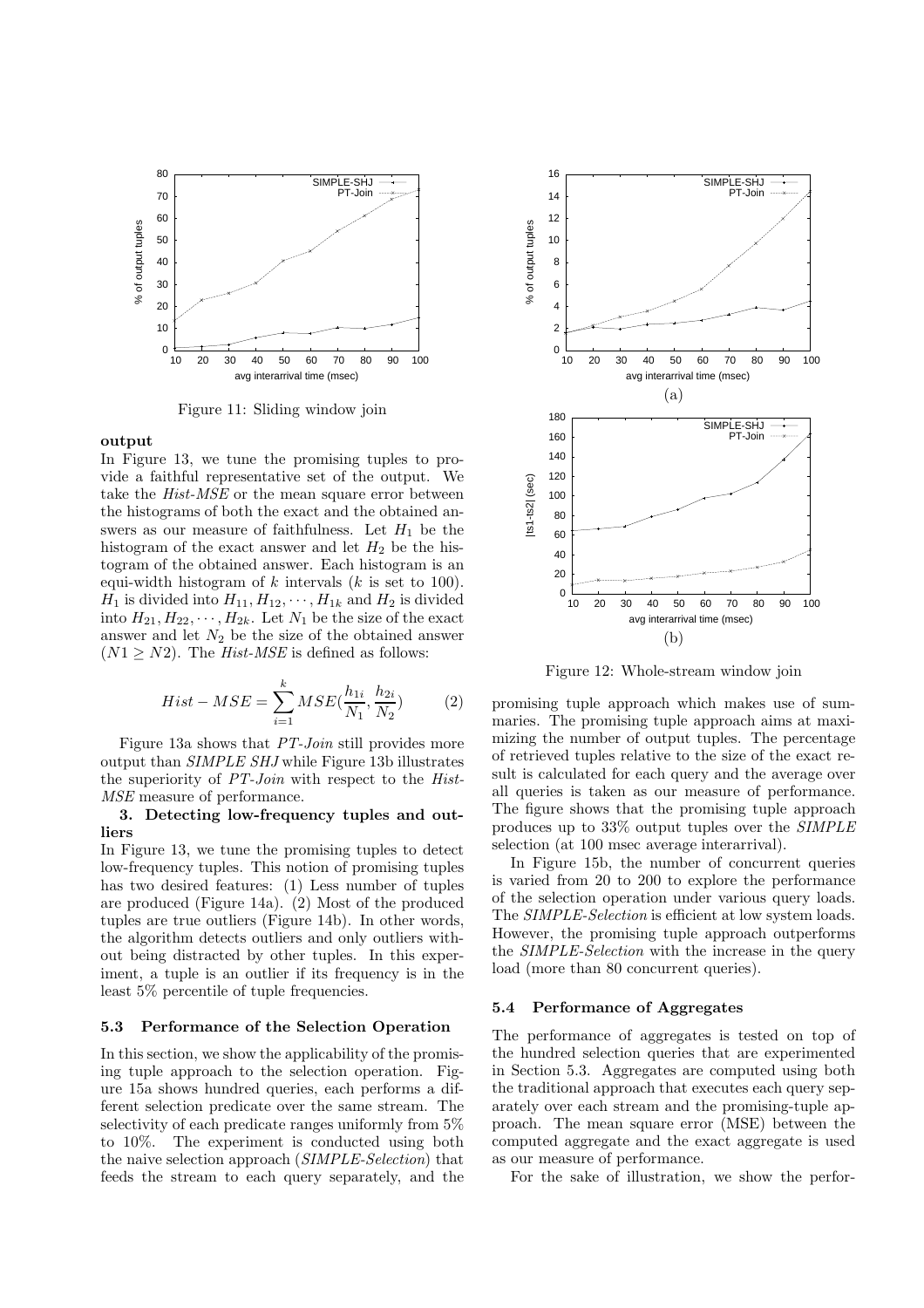Figure 11: Sliding window join

**output**

In Figure 13, we tune the promising tuples to provide a faithful representative set of the output. We take the *Hist-MSE* or the mean square error between the histograms of both the exact and the obtained answers as our measure of faithfulness. Let $H_1$ be the histogram of the exact answer and let $H_2$ be the histogram of the obtained answer. Each histogram is an equi-width histogram of $k$ intervals ($k$ is set to 100). $H_1$ is divided into $H_{11}, H_{12}, \cdots, H_{1k}$ and $H_2$ is divided into $H_{21}, H_{22}, \cdots, H_{2k}$. Let $N_1$ be the size of the exact answer and let $N_2$ be the size of the obtained answer ($N1 \geq N2$). The *Hist-MSE* is defined as follows:

$$Hist - MSE = \sum_{i=1}^{k} MSE(\frac{h_{1i}}{N_1}, \frac{h_{2i}}{N_2}) \qquad (2)$$

Figure 13a shows that *PT-Join* still provides more output than *SIMPLE SHJ* while Figure 13b illustrates the superiority of *PT-Join* with respect to the *Hist-MSE* measure of performance.

**3. Detecting low-frequency tuples and outliers**

In Figure 13, we tune the promising tuples to detect low-frequency tuples. This notion of promising tuples has two desired features: (1) Less number of tuples are produced (Figure 14a). (2) Most of the produced tuples are true outliers (Figure 14b). In other words, the algorithm detects outliers and only outliers without being distracted by other tuples. In this experiment, a tuple is an outlier if its frequency is in the least 5% percentile of tuple frequencies.

### 5.3 Performance of the Selection Operation

In this section, we show the applicability of the promising tuple approach to the selection operation. Figure 15a shows hundred queries, each performs a different selection predicate over the same stream. The selectivity of each predicate ranges uniformly from 5% to 10%. The experiment is conducted using both the naive selection approach (*SIMPLE-Selection*) that feeds the stream to each query separately, and the promising tuple approach which makes use of summaries. The promising tuple approach aims at maximizing the number of output tuples. The percentage of retrieved tuples relative to the size of the exact result is calculated for each query and the average over all queries is taken as our measure of performance. The figure shows that the promising tuple approach produces up to 33% output tuples over the *SIMPLE* selection (at 100 msec average interarrival).

In Figure 15b, the number of concurrent queries is varied from 20 to 200 to explore the performance of the selection operation under various query loads. The *SIMPLE-Selection* is efficient at low system loads. However, the promising tuple approach outperforms the *SIMPLE-Selection* with the increase in the query load (more than 80 concurrent queries).

Figure 12: Whole-stream window join

### 5.4 Performance of Aggregates

The performance of aggregates is tested on top of the hundred selection queries that are experimented in Section 5.3. Aggregates are computed using both the traditional approach that executes each query separately over each stream and the promising-tuple approach. The mean square error (MSE) between the computed aggregate and the exact aggregate is used as our measure of performance.

For the sake of illustration, we show the perfor-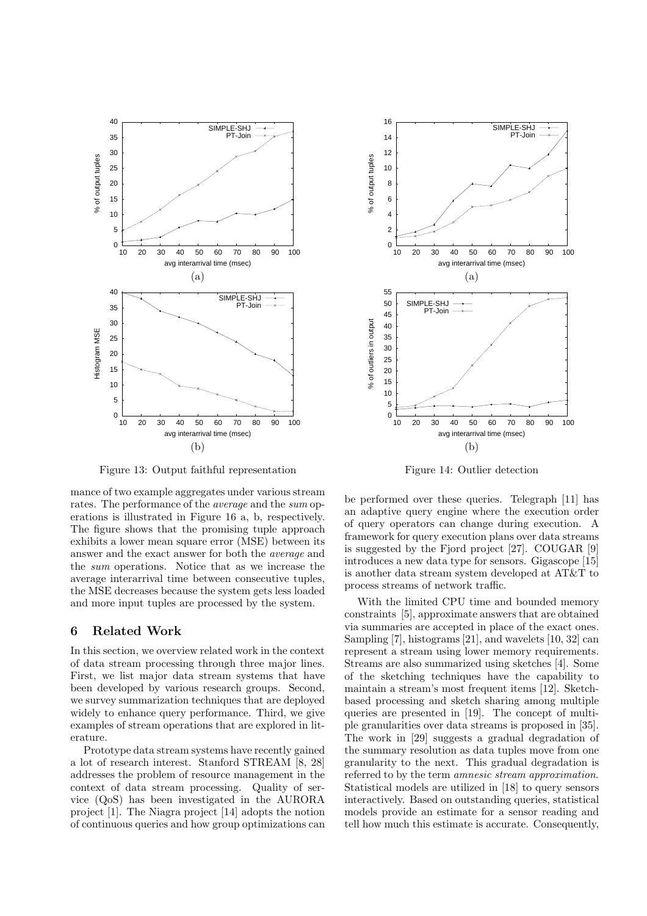Figure 13: Output faithful representation

Figure 14: Outlier detection

mance of two example aggregates under various stream rates. The performance of the *average* and the *sum* operations is illustrated in Figure 16 a, b, respectively. The figure shows that the promising tuple approach exhibits a lower mean square error (MSE) between its answer and the exact answer for both the *average* and the *sum* operations. Notice that as we increase the average interarrival time between consecutive tuples, the MSE decreases because the system gets less loaded and more input tuples are processed by the system.

## 6 Related Work

In this section, we overview related work in the context of data stream processing through three major lines. First, we list major data stream systems that have been developed by various research groups. Second, we survey summarization techniques that are deployed widely to enhance query performance. Third, we give examples of stream operations that are explored in literature.

Prototype data stream systems have recently gained a lot of research interest. Stanford STREAM [8, 28] addresses the problem of resource management in the context of data stream processing. Quality of service (QoS) has been investigated in the AURORA project [1]. The Niagra project [14] adopts the notion of continuous queries and how group optimizations can be performed over these queries. Telegraph [11] has an adaptive query engine where the execution order of query operators can change during execution. A framework for query execution plans over data streams is suggested by the Fjord project [27]. COUGAR [9] introduces a new data type for sensors. Gigascope [15] is another data stream system developed at AT&T to process streams of network traffic.

With the limited CPU time and bounded memory constraints [5], approximate answers that are obtained via summaries are accepted in place of the exact ones. Sampling [7], histograms [21], and wavelets [10, 32] can represent a stream using lower memory requirements. Streams are also summarized using sketches [4]. Some of the sketching techniques have the capability to maintain a stream's most frequent items [12]. Sketch-based processing and sketch sharing among multiple queries are presented in [19]. The concept of multiple granularities over data streams is proposed in [35]. The work in [29] suggests a gradual degradation of the summary resolution as data tuples move from one granularity to the next. This gradual degradation is referred to by the term *amnesic stream approximation*. Statistical models are utilized in [18] to query sensors interactively. Based on outstanding queries, statistical models provide an estimate for a sensor reading and tell how much this estimate is accurate. Consequently,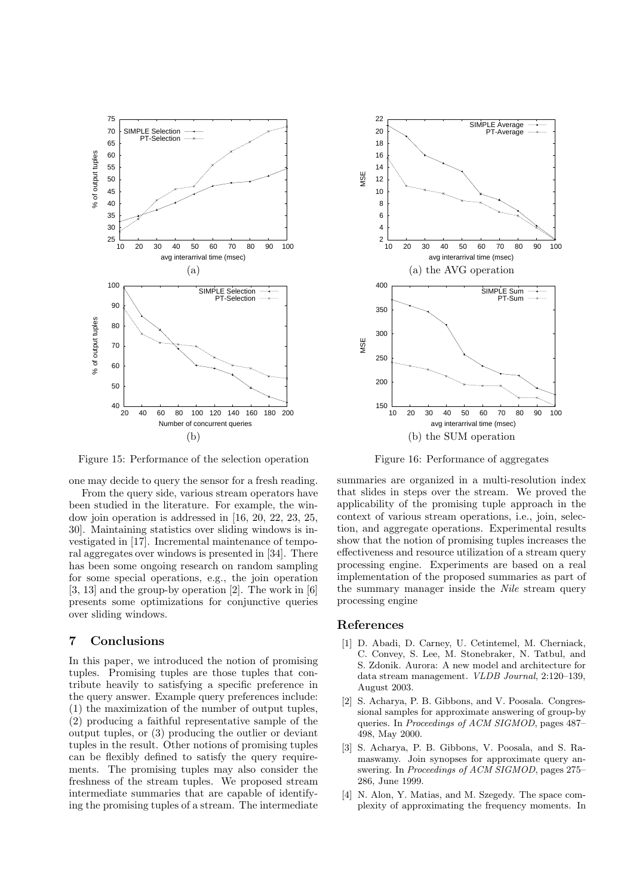Figure 15: Performance of the selection operation

Figure 16: Performance of aggregates

one may decide to query the sensor for a fresh reading.

From the query side, various stream operators have been studied in the literature. For example, the window join operation is addressed in [16, 20, 22, 23, 25, 30]. Maintaining statistics over sliding windows is investigated in [17]. Incremental maintenance of temporal aggregates over windows is presented in [34]. There has been some ongoing research on random sampling for some special operations, e.g., the join operation [3, 13] and the group-by operation [2]. The work in [6] presents some optimizations for conjunctive queries over sliding windows.

## 7 Conclusions

In this paper, we introduced the notion of promising tuples. Promising tuples are those tuples that contribute heavily to satisfying a specific preference in the query answer. Example query preferences include: (1) the maximization of the number of output tuples, (2) producing a faithful representative sample of the output tuples, or (3) producing the outlier or deviant tuples in the result. Other notions of promising tuples can be flexibly defined to satisfy the query requirements. The promising tuples may also consider the freshness of the stream tuples. We proposed stream intermediate summaries that are capable of identifying the promising tuples of a stream. The intermediate summaries are organized in a multi-resolution index that slides in steps over the stream. We proved the applicability of the promising tuple approach in the context of various stream operations, i.e., join, selection, and aggregate operations. Experimental results show that the notion of promising tuples increases the effectiveness and resource utilization of a stream query processing engine. Experiments are based on a real implementation of the proposed summaries as part of the summary manager inside the *Nile* stream query processing engine

## References

[1] D. Abadi, D. Carney, U. Cetintemel, M. Cherniack, C. Convey, S. Lee, M. Stonebraker, N. Tatbul, and S. Zdonik. Aurora: A new model and architecture for data stream management. *VLDB Journal*, 2:120–139, August 2003.

[2] S. Acharya, P. B. Gibbons, and V. Poosala. Congressional samples for approximate answering of group-by queries. In *Proceedings of ACM SIGMOD*, pages 487–498, May 2000.

[3] S. Acharya, P. B. Gibbons, V. Poosala, and S. Ramaswamy. Join synopses for approximate query answering. In *Proceedings of ACM SIGMOD*, pages 275–286, June 1999.

[4] N. Alon, Y. Matias, and M. Szegedy. The space complexity of approximating the frequency moments. In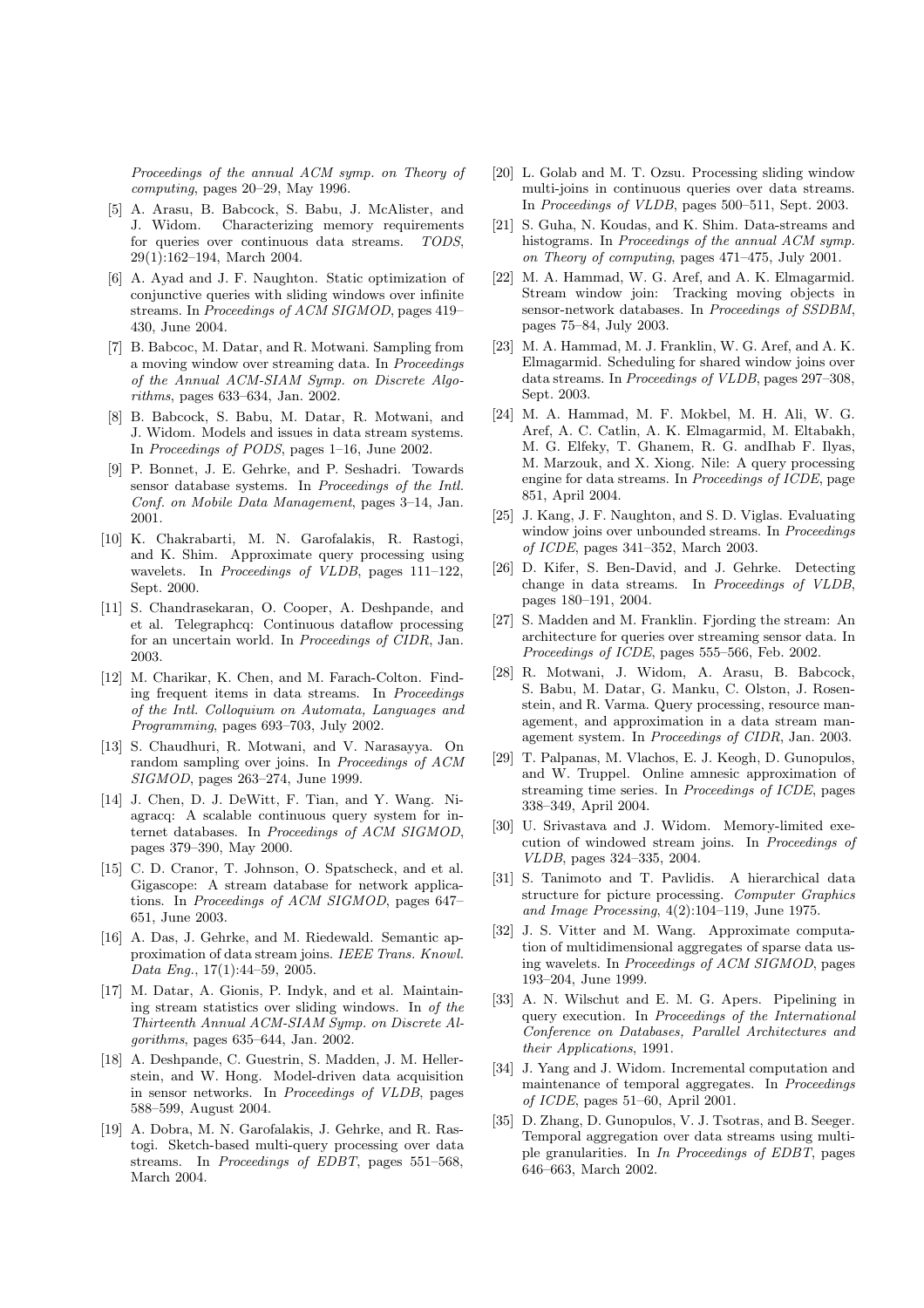*Proceedings of the annual ACM symp. on Theory of computing*, pages 20–29, May 1996.

[5] A. Arasu, B. Babcock, S. Babu, J. McAlister, and J. Widom. Characterizing memory requirements for queries over continuous data streams. *TODS*, 29(1):162–194, March 2004.

[6] A. Ayad and J. F. Naughton. Static optimization of conjunctive queries with sliding windows over infinite streams. In *Proceedings of ACM SIGMOD*, pages 419–430, June 2004.

[7] B. Babcoc, M. Datar, and R. Motwani. Sampling from a moving window over streaming data. In *Proceedings of the Annual ACM-SIAM Symp. on Discrete Algorithms*, pages 633–634, Jan. 2002.

[8] B. Babcock, S. Babu, M. Datar, R. Motwani, and J. Widom. Models and issues in data stream systems. In *Proceedings of PODS*, pages 1–16, June 2002.

[9] P. Bonnet, J. E. Gehrke, and P. Seshadri. Towards sensor database systems. In *Proceedings of the Intl. Conf. on Mobile Data Management*, pages 3–14, Jan. 2001.

[10] K. Chakrabarti, M. N. Garofalakis, R. Rastogi, and K. Shim. Approximate query processing using wavelets. In *Proceedings of VLDB*, pages 111–122, Sept. 2000.

[11] S. Chandrasekaran, O. Cooper, A. Deshpande, and et al. Telegraphcq: Continuous dataflow processing for an uncertain world. In *Proceedings of CIDR*, Jan. 2003.

[12] M. Charikar, K. Chen, and M. Farach-Colton. Finding frequent items in data streams. In *Proceedings of the Intl. Colloquium on Automata, Languages and Programming*, pages 693–703, July 2002.

[13] S. Chaudhuri, R. Motwani, and V. Narasayya. On random sampling over joins. In *Proceedings of ACM SIGMOD*, pages 263–274, June 1999.

[14] J. Chen, D. J. DeWitt, F. Tian, and Y. Wang. Niagracq: A scalable continuous query system for internet databases. In *Proceedings of ACM SIGMOD*, pages 379–390, May 2000.

[15] C. D. Cranor, T. Johnson, O. Spatscheck, and et al. Gigascope: A stream database for network applications. In *Proceedings of ACM SIGMOD*, pages 647–651, June 2003.

[16] A. Das, J. Gehrke, and M. Riedewald. Semantic approximation of data stream joins. *IEEE Trans. Knowl. Data Eng.*, 17(1):44–59, 2005.

[17] M. Datar, A. Gionis, P. Indyk, and et al. Maintaining stream statistics over sliding windows. In *of the Thirteenth Annual ACM-SIAM Symp. on Discrete Algorithms*, pages 635–644, Jan. 2002.

[18] A. Deshpande, C. Guestrin, S. Madden, J. M. Hellerstein, and W. Hong. Model-driven data acquisition in sensor networks. In *Proceedings of VLDB*, pages 588–599, August 2004.

[19] A. Dobra, M. N. Garofalakis, J. Gehrke, and R. Rastogi. Sketch-based multi-query processing over data streams. In *Proceedings of EDBT*, pages 551–568, March 2004.

[20] L. Golab and M. T. Ozsu. Processing sliding window multi-joins in continuous queries over data streams. In *Proceedings of VLDB*, pages 500–511, Sept. 2003.

[21] S. Guha, N. Koudas, and K. Shim. Data-streams and histograms. In *Proceedings of the annual ACM symp. on Theory of computing*, pages 471–475, July 2001.

[22] M. A. Hammad, W. G. Aref, and A. K. Elmagarmid. Stream window join: Tracking moving objects in sensor-network databases. In *Proceedings of SSDBM*, pages 75–84, July 2003.

[23] M. A. Hammad, M. J. Franklin, W. G. Aref, and A. K. Elmagarmid. Scheduling for shared window joins over data streams. In *Proceedings of VLDB*, pages 297–308, Sept. 2003.

[24] M. A. Hammad, M. F. Mokbel, M. H. Ali, W. G. Aref, A. C. Catlin, A. K. Elmagarmid, M. Eltabakh, M. G. Elfeky, T. Ghanem, R. G. andIhab F. Ilyas, M. Marzouk, and X. Xiong. Nile: A query processing engine for data streams. In *Proceedings of ICDE*, page 851, April 2004.

[25] J. Kang, J. F. Naughton, and S. D. Viglas. Evaluating window joins over unbounded streams. In *Proceedings of ICDE*, pages 341–352, March 2003.

[26] D. Kifer, S. Ben-David, and J. Gehrke. Detecting change in data streams. In *Proceedings of VLDB*, pages 180–191, 2004.

[27] S. Madden and M. Franklin. Fjording the stream: An architecture for queries over streaming sensor data. In *Proceedings of ICDE*, pages 555–566, Feb. 2002.

[28] R. Motwani, J. Widom, A. Arasu, B. Babcock, S. Babu, M. Datar, G. Manku, C. Olston, J. Rosenstein, and R. Varma. Query processing, resource management, and approximation in a data stream management system. In *Proceedings of CIDR*, Jan. 2003.

[29] T. Palpanas, M. Vlachos, E. J. Keogh, D. Gunopulos, and W. Truppel. Online amnesic approximation of streaming time series. In *Proceedings of ICDE*, pages 338–349, April 2004.

[30] U. Srivastava and J. Widom. Memory-limited execution of windowed stream joins. In *Proceedings of VLDB*, pages 324–335, 2004.

[31] S. Tanimoto and T. Pavlidis. A hierarchical data structure for picture processing. *Computer Graphics and Image Processing*, 4(2):104–119, June 1975.

[32] J. S. Vitter and M. Wang. Approximate computation of multidimensional aggregates of sparse data using wavelets. In *Proceedings of ACM SIGMOD*, pages 193–204, June 1999.

[33] A. N. Wilschut and E. M. G. Apers. Pipelining in query execution. In *Proceedings of the International Conference on Databases, Parallel Architectures and their Applications*, 1991.

[34] J. Yang and J. Widom. Incremental computation and maintenance of temporal aggregates. In *Proceedings of ICDE*, pages 51–60, April 2001.

[35] D. Zhang, D. Gunopulos, V. J. Tsotras, and B. Seeger. Temporal aggregation over data streams using multiple granularities. In *In Proceedings of EDBT*, pages 646–663, March 2002.